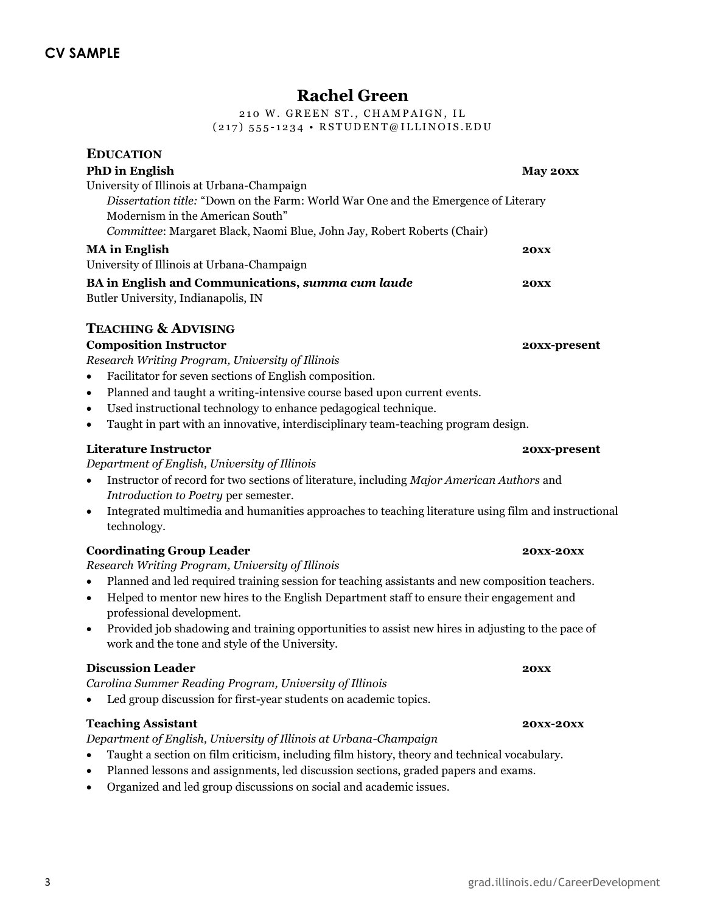## CV SAMPLE

# Rachel Green

210 W. GREEN ST., CHAMPAIGN, IL
(217) 555-1234 • RSTUDENT@ILLINOIS.EDU

## EDUCATION

**PhD in English** **May 20xx**
University of Illinois at Urbana-Champaign
*Dissertation title:* "Down on the Farm: World War One and the Emergence of Literary Modernism in the American South"
*Committee*: Margaret Black, Naomi Blue, John Jay, Robert Roberts (Chair)

**MA in English** **20xx**
University of Illinois at Urbana-Champaign

**BA in English and Communications, *summa cum laude*** **20xx**
Butler University, Indianapolis, IN

## TEACHING & ADVISING

**Composition Instructor** **20xx-present**
*Research Writing Program, University of Illinois*

- Facilitator for seven sections of English composition.
- Planned and taught a writing-intensive course based upon current events.
- Used instructional technology to enhance pedagogical technique.
- Taught in part with an innovative, interdisciplinary team-teaching program design.

**Literature Instructor** **20xx-present**
*Department of English, University of Illinois*

- Instructor of record for two sections of literature, including *Major American Authors* and *Introduction to Poetry* per semester.
- Integrated multimedia and humanities approaches to teaching literature using film and instructional technology.

**Coordinating Group Leader** **20xx-20xx**
*Research Writing Program, University of Illinois*

- Planned and led required training session for teaching assistants and new composition teachers.
- Helped to mentor new hires to the English Department staff to ensure their engagement and professional development.
- Provided job shadowing and training opportunities to assist new hires in adjusting to the pace of work and the tone and style of the University.

**Discussion Leader** **20xx**
*Carolina Summer Reading Program, University of Illinois*

- Led group discussion for first-year students on academic topics.

**Teaching Assistant** **20xx-20xx**
*Department of English, University of Illinois at Urbana-Champaign*

- Taught a section on film criticism, including film history, theory and technical vocabulary.
- Planned lessons and assignments, led discussion sections, graded papers and exams.
- Organized and led group discussions on social and academic issues.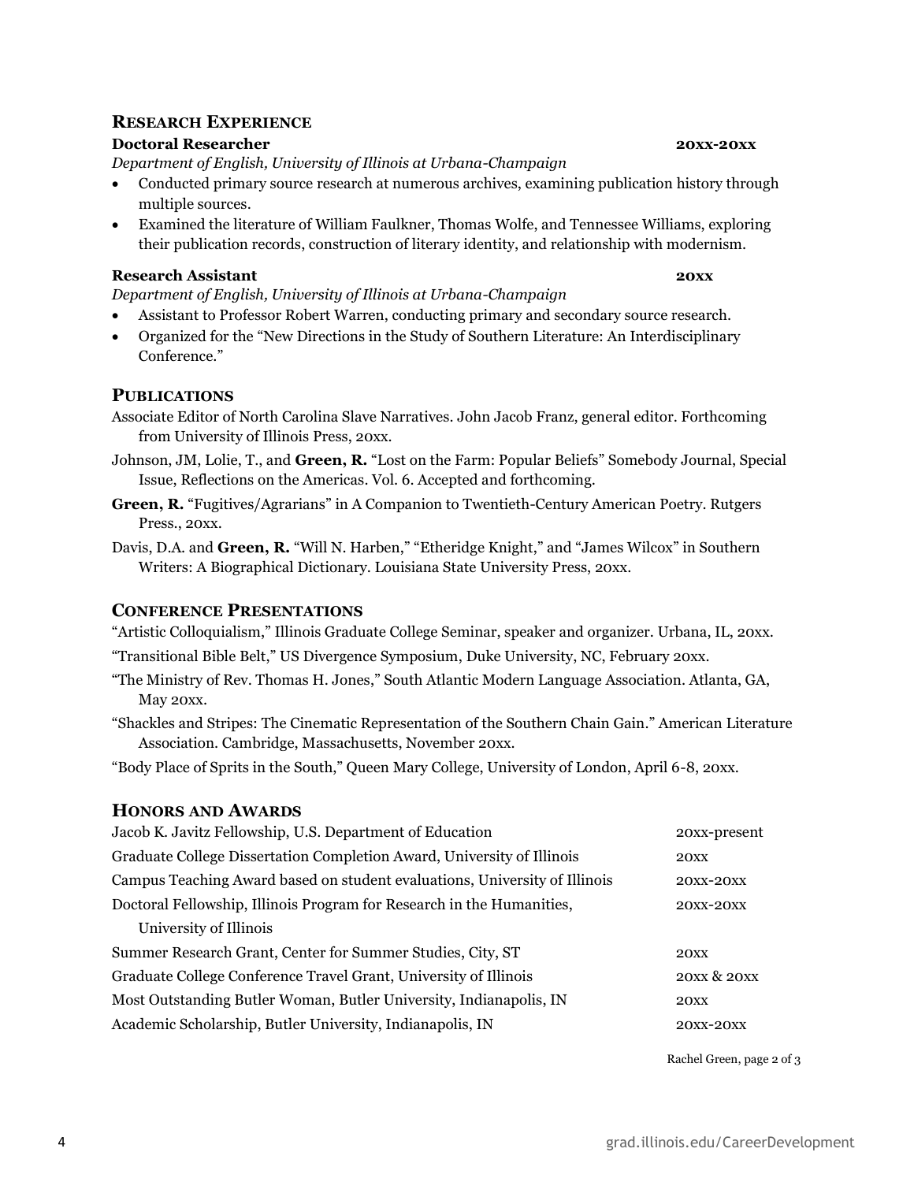## Research Experience

**Doctoral Researcher** **20xx-20xx**

*Department of English, University of Illinois at Urbana-Champaign*

- Conducted primary source research at numerous archives, examining publication history through multiple sources.
- Examined the literature of William Faulkner, Thomas Wolfe, and Tennessee Williams, exploring their publication records, construction of literary identity, and relationship with modernism.

**Research Assistant** **20xx**

*Department of English, University of Illinois at Urbana-Champaign*

- Assistant to Professor Robert Warren, conducting primary and secondary source research.
- Organized for the "New Directions in the Study of Southern Literature: An Interdisciplinary Conference."

## Publications

Associate Editor of North Carolina Slave Narratives. John Jacob Franz, general editor. Forthcoming from University of Illinois Press, 20xx.

Johnson, JM, Lolie, T., and **Green, R.** "Lost on the Farm: Popular Beliefs" Somebody Journal, Special Issue, Reflections on the Americas. Vol. 6. Accepted and forthcoming.

**Green, R.** "Fugitives/Agrarians" in A Companion to Twentieth-Century American Poetry. Rutgers Press., 20xx.

Davis, D.A. and **Green, R.** "Will N. Harben," "Etheridge Knight," and "James Wilcox" in Southern Writers: A Biographical Dictionary. Louisiana State University Press, 20xx.

## Conference Presentations

"Artistic Colloquialism," Illinois Graduate College Seminar, speaker and organizer. Urbana, IL, 20xx.

"Transitional Bible Belt," US Divergence Symposium, Duke University, NC, February 20xx.

"The Ministry of Rev. Thomas H. Jones," South Atlantic Modern Language Association. Atlanta, GA, May 20xx.

"Shackles and Stripes: The Cinematic Representation of the Southern Chain Gain." American Literature Association. Cambridge, Massachusetts, November 20xx.

"Body Place of Sprits in the South," Queen Mary College, University of London, April 6-8, 20xx.

## Honors and Awards

| | |
|---|---|
| Jacob K. Javitz Fellowship, U.S. Department of Education | 20xx-present |
| Graduate College Dissertation Completion Award, University of Illinois | 20xx |
| Campus Teaching Award based on student evaluations, University of Illinois | 20xx-20xx |
| Doctoral Fellowship, Illinois Program for Research in the Humanities, University of Illinois | 20xx-20xx |
| Summer Research Grant, Center for Summer Studies, City, ST | 20xx |
| Graduate College Conference Travel Grant, University of Illinois | 20xx & 20xx |
| Most Outstanding Butler Woman, Butler University, Indianapolis, IN | 20xx |
| Academic Scholarship, Butler University, Indianapolis, IN | 20xx-20xx |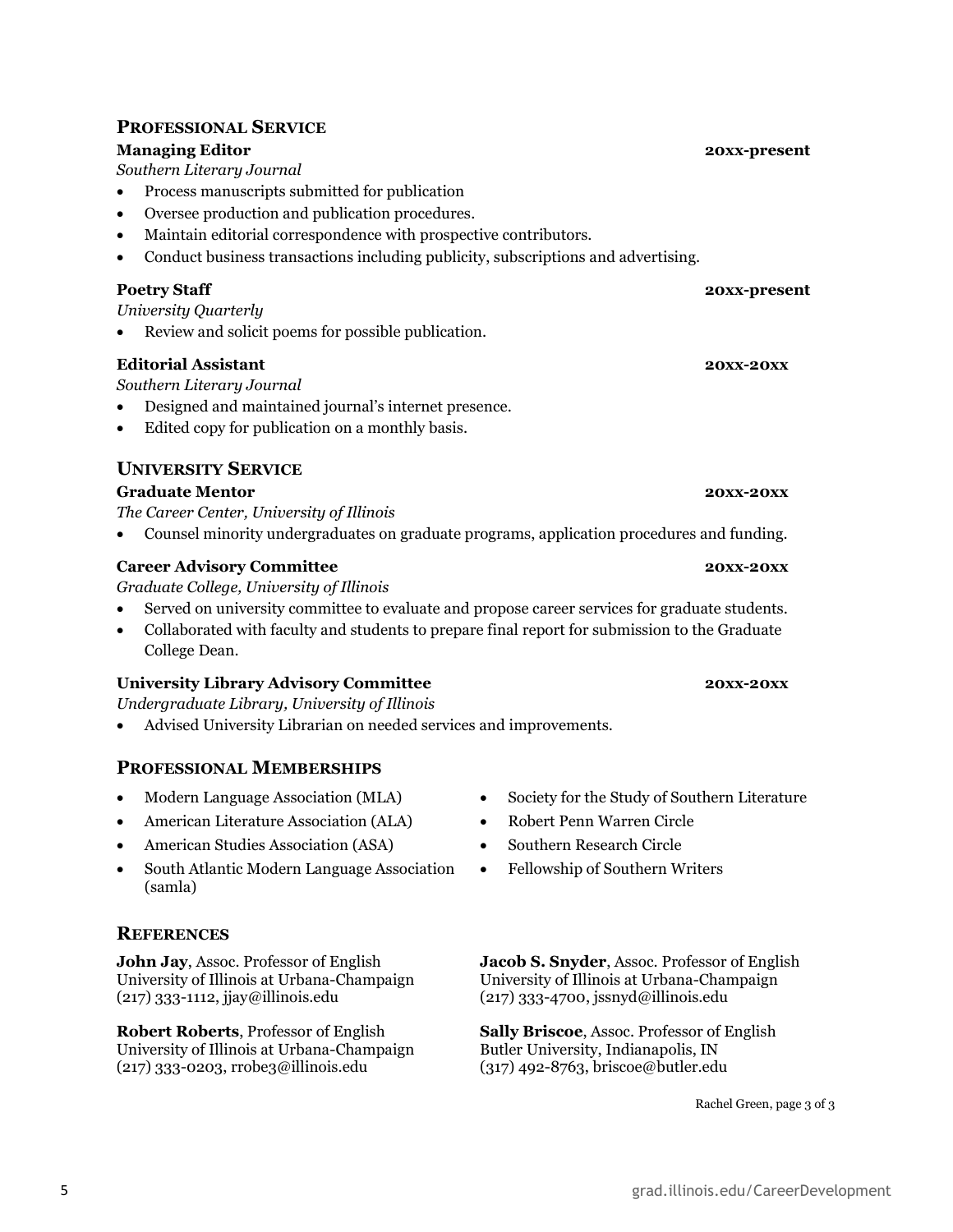## PROFESSIONAL SERVICE

**Managing Editor** **20xx-present**
*Southern Literary Journal*

- Process manuscripts submitted for publication
- Oversee production and publication procedures.
- Maintain editorial correspondence with prospective contributors.
- Conduct business transactions including publicity, subscriptions and advertising.

**Poetry Staff** **20xx-present**
*University Quarterly*

- Review and solicit poems for possible publication.

**Editorial Assistant** **20xx-20xx**
*Southern Literary Journal*

- Designed and maintained journal's internet presence.
- Edited copy for publication on a monthly basis.

## UNIVERSITY SERVICE

**Graduate Mentor** **20xx-20xx**
*The Career Center, University of Illinois*

- Counsel minority undergraduates on graduate programs, application procedures and funding.

**Career Advisory Committee** **20xx-20xx**
*Graduate College, University of Illinois*

- Served on university committee to evaluate and propose career services for graduate students.
- Collaborated with faculty and students to prepare final report for submission to the Graduate College Dean.

**University Library Advisory Committee** **20xx-20xx**
*Undergraduate Library, University of Illinois*

- Advised University Librarian on needed services and improvements.

## PROFESSIONAL MEMBERSHIPS

- Modern Language Association (MLA)
- American Literature Association (ALA)
- American Studies Association (ASA)
- South Atlantic Modern Language Association (samla)
- Society for the Study of Southern Literature
- Robert Penn Warren Circle
- Southern Research Circle
- Fellowship of Southern Writers

## REFERENCES

**John Jay**, Assoc. Professor of English
University of Illinois at Urbana-Champaign
(217) 333-1112, jjay@illinois.edu

**Robert Roberts**, Professor of English
University of Illinois at Urbana-Champaign
(217) 333-0203, rrobe3@illinois.edu

**Jacob S. Snyder**, Assoc. Professor of English
University of Illinois at Urbana-Champaign
(217) 333-4700, jssnyd@illinois.edu

**Sally Briscoe**, Assoc. Professor of English
Butler University, Indianapolis, IN
(317) 492-8763, briscoe@butler.edu